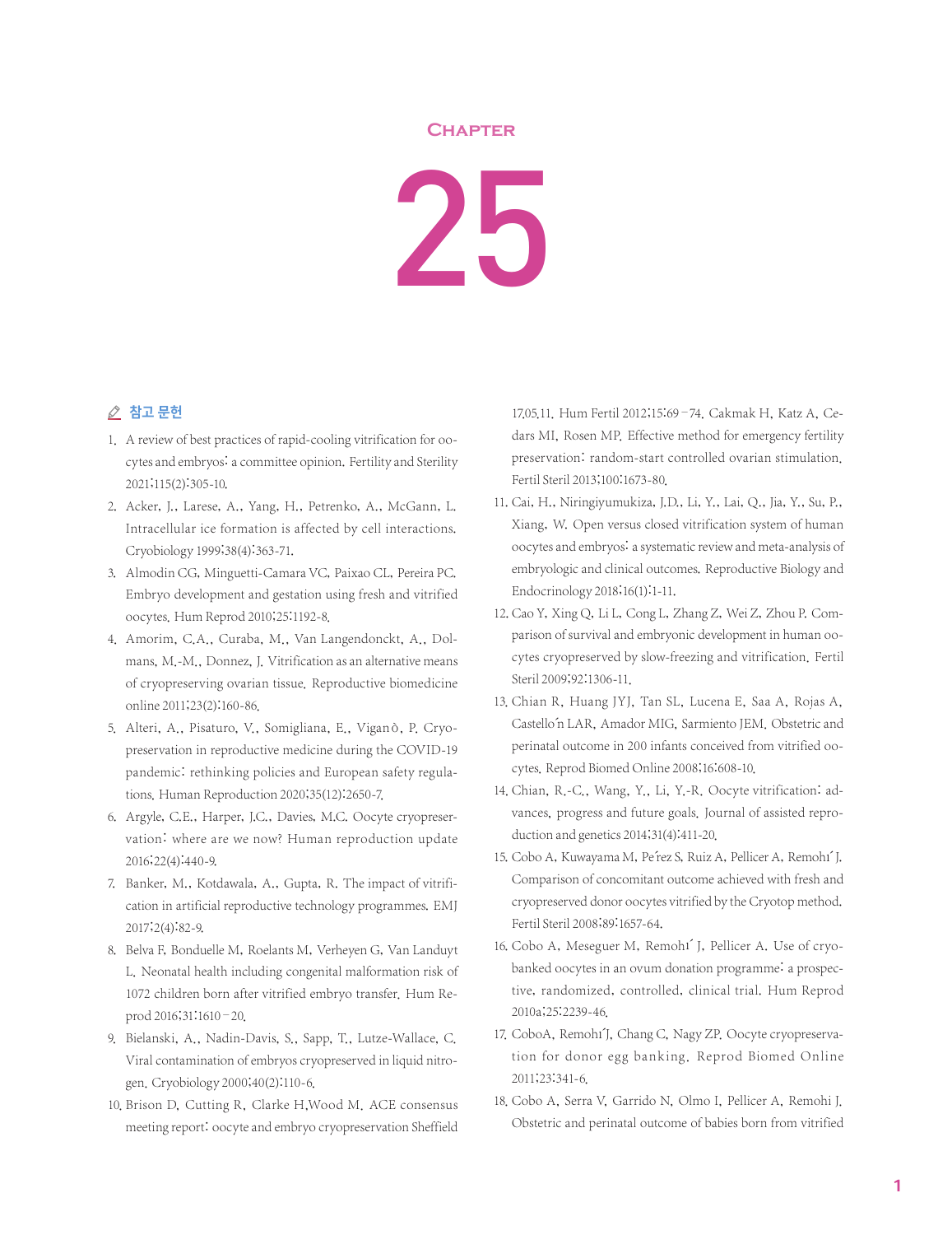# Chapter

# 25

## 참고 문헌

1. A review of best practices of rapid-cooling vitrification for oocytes and embryos: a committee opinion. Fertility and Sterility 2021;115(2):305-10.
2. Acker, J., Larese, A., Yang, H., Petrenko, A., McGann, L. Intracellular ice formation is affected by cell interactions. Cryobiology 1999;38(4):363-71.
3. Almodin CG, Minguetti-Camara VC, Paixao CL, Pereira PC. Embryo development and gestation using fresh and vitrified oocytes. Hum Reprod 2010;25:1192-8.
4. Amorim, C.A., Curaba, M., Van Langendonckt, A., Dolmans, M.-M., Donnez, J. Vitrification as an alternative means of cryopreserving ovarian tissue. Reproductive biomedicine online 2011;23(2):160-86.
5. Alteri, A., Pisaturo, V., Somigliana, E., Viganò, P. Cryopreservation in reproductive medicine during the COVID-19 pandemic: rethinking policies and European safety regulations. Human Reproduction 2020;35(12):2650-7.
6. Argyle, C.E., Harper, J.C., Davies, M.C. Oocyte cryopreservation: where are we now? Human reproduction update 2016;22(4):440-9.
7. Banker, M., Kotdawala, A., Gupta, R. The impact of vitrification in artificial reproductive technology programmes. EMJ 2017;2(4):82-9.
8. Belva F, Bonduelle M, Roelants M, Verheyen G, Van Landuyt L. Neonatal health including congenital malformation risk of 1072 children born after vitrified embryo transfer. Hum Reprod 2016;31:1610–20.
9. Bielanski, A., Nadin-Davis, S., Sapp, T., Lutze-Wallace, C. Viral contamination of embryos cryopreserved in liquid nitrogen. Cryobiology 2000;40(2):110-6.
10. Brison D, Cutting R, Clarke H,Wood M. ACE consensus meeting report: oocyte and embryo cryopreservation Sheffield 17.05.11. Hum Fertil 2012;15:69–74. Cakmak H, Katz A, Cedars MI, Rosen MP. Effective method for emergency fertility preservation: random-start controlled ovarian stimulation. Fertil Steril 2013;100:1673-80.
11. Cai, H., Niringiyumukiza, J.D., Li, Y., Lai, Q., Jia, Y., Su, P., Xiang, W. Open versus closed vitrification system of human oocytes and embryos: a systematic review and meta-analysis of embryologic and clinical outcomes. Reproductive Biology and Endocrinology 2018;16(1):1-11.
12. Cao Y, Xing Q, Li L, Cong L, Zhang Z, Wei Z, Zhou P. Comparison of survival and embryonic development in human oocytes cryopreserved by slow-freezing and vitrification. Fertil Steril 2009;92:1306-11.
13. Chian R, Huang JYJ, Tan SL, Lucena E, Saa A, Rojas A, Castellón LAR, Amador MIG, Sarmiento JEM. Obstetric and perinatal outcome in 200 infants conceived from vitrified oocytes. Reprod Biomed Online 2008;16:608-10.
14. Chian, R.-C., Wang, Y., Li, Y.-R. Oocyte vitrification: advances, progress and future goals. Journal of assisted reproduction and genetics 2014;31(4):411-20.
15. Cobo A, Kuwayama M, Pérez S, Ruiz A, Pellicer A, Remohí J. Comparison of concomitant outcome achieved with fresh and cryopreserved donor oocytes vitrified by the Cryotop method. Fertil Steril 2008;89:1657-64.
16. Cobo A, Meseguer M, Remohí J, Pellicer A. Use of cryobanked oocytes in an ovum donation programme: a prospective, randomized, controlled, clinical trial. Hum Reprod 2010a;25:2239-46.
17. CoboA, Remohí J, Chang C, Nagy ZP. Oocyte cryopreservation for donor egg banking. Reprod Biomed Online 2011;23:341-6.
18. Cobo A, Serra V, Garrido N, Olmo I, Pellicer A, Remohi J. Obstetric and perinatal outcome of babies born from vitrified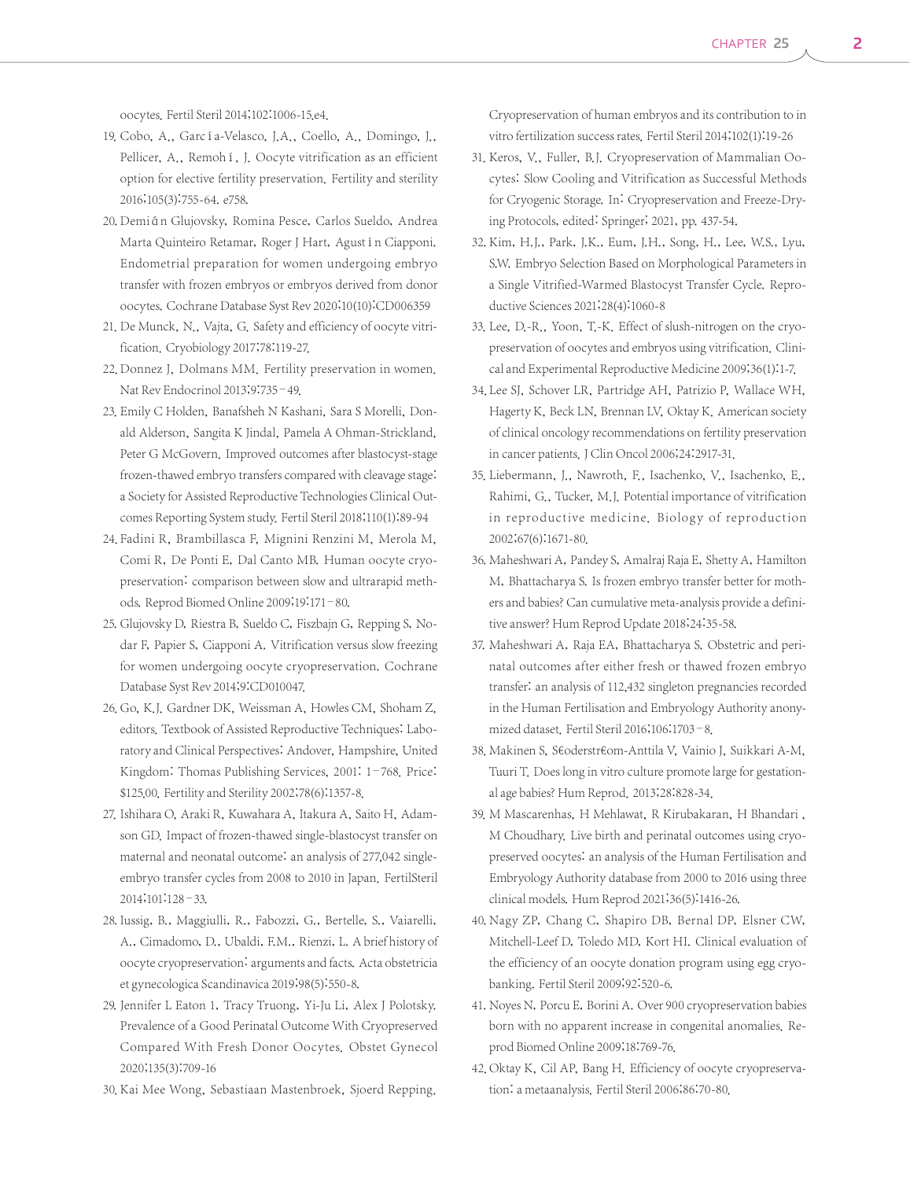oocytes. Fertil Steril 2014;102:1006-15.e4.

19. Cobo, A., Garcí a-Velasco, J.A., Coello, A., Domingo, J., Pellicer, A., Remohí, J. Oocyte vitrification as an efficient option for elective fertility preservation. Fertility and sterility 2016;105(3):755-64. e758.
20. Demiǘn Glujovsky, Romina Pesce, Carlos Sueldo, Andrea Marta Quinteiro Retamar, Roger J Hart, Agustí n Ciapponi. Endometrial preparation for women undergoing embryo transfer with frozen embryos or embryos derived from donor oocytes. Cochrane Database Syst Rev 2020;10(10):CD006359
21. De Munck, N., Vajta, G. Safety and efficiency of oocyte vitrification. Cryobiology 2017;78:119-27.
22. Donnez J, Dolmans MM. Fertility preservation in women. Nat Rev Endocrinol 2013;9:735–49.
23. Emily C Holden, Banafsheh N Kashani, Sara S Morelli, Donald Alderson, Sangita K Jindal, Pamela A Ohman-Strickland, Peter G McGovern. Improved outcomes after blastocyst-stage frozen-thawed embryo transfers compared with cleavage stage: a Society for Assisted Reproductive Technologies Clinical Outcomes Reporting System study. Fertil Steril 2018;110(1):89-94
24. Fadini R, Brambillasca F, Mignini Renzini M, Merola M, Comi R, De Ponti E, Dal Canto MB. Human oocyte cryopreservation: comparison between slow and ultrarapid methods. Reprod Biomed Online 2009;19:171–80.
25. Glujovsky D, Riestra B, Sueldo C, Fiszbajn G, Repping S, Nodar F, Papier S, Ciapponi A. Vitrification versus slow freezing for women undergoing oocyte cryopreservation. Cochrane Database Syst Rev 2014;9:CD010047.
26. Go, K.J. Gardner DK, Weissman A, Howles CM, Shoham Z, editors. Textbook of Assisted Reproductive Techniques: Laboratory and Clinical Perspectives: Andover, Hampshire, United Kingdom: Thomas Publishing Services, 2001: 1–768. Price: $125.00. Fertility and Sterility 2002;78(6):1357-8.
27. Ishihara O, Araki R, Kuwahara A, Itakura A, Saito H, Adamson GD. Impact of frozen-thawed single-blastocyst transfer on maternal and neonatal outcome: an analysis of 277,042 single-embryo transfer cycles from 2008 to 2010 in Japan. FertilSteril 2014;101:128–33.
28. Iussig, B., Maggiulli, R., Fabozzi, G., Bertelle, S., Vaiarelli, A., Cimadomo, D., Ubaldi, F.M., Rienzi, L. A brief history of oocyte cryopreservation: arguments and facts. Acta obstetricia et gynecologica Scandinavica 2019;98(5):550-8.
29. Jennifer L Eaton 1, Tracy Truong, Yi-Ju Li, Alex J Polotsky. Prevalence of a Good Perinatal Outcome With Cryopreserved Compared With Fresh Donor Oocytes. Obstet Gynecol 2020;135(3):709-16
30. Kai Mee Wong, Sebastiaan Mastenbroek, Sjoerd Repping. Cryopreservation of human embryos and its contribution to in vitro fertilization success rates. Fertil Steril 2014;102(1):19-26
31. Keros, V., Fuller, B.J. Cryopreservation of Mammalian Oocytes: Slow Cooling and Vitrification as Successful Methods for Cryogenic Storage. In: Cryopreservation and Freeze-Drying Protocols, edited: Springer; 2021, pp. 437-54.
32. Kim, H.J., Park, J.K., Eum, J.H., Song, H., Lee, W.S., Lyu, S.W. Embryo Selection Based on Morphological Parameters in a Single Vitrified-Warmed Blastocyst Transfer Cycle. Reproductive Sciences 2021;28(4):1060-8
33. Lee, D.-R., Yoon, T.-K. Effect of slush-nitrogen on the cryopreservation of oocytes and embryos using vitrification. Clinical and Experimental Reproductive Medicine 2009;36(1):1-7.
34. Lee SJ, Schover LR, Partridge AH, Patrizio P, Wallace WH, Hagerty K, Beck LN, Brennan LV, Oktay K. American society of clinical oncology recommendations on fertility preservation in cancer patients. J Clin Oncol 2006;24:2917-31.
35. Liebermann, J., Nawroth, F., Isachenko, V., Isachenko, E., Rahimi, G., Tucker, M.J. Potential importance of vitrification in reproductive medicine. Biology of reproduction 2002;67(6):1671-80.
36. Maheshwari A, Pandey S, Amalraj Raja E, Shetty A, Hamilton M, Bhattacharya S. Is frozen embryo transfer better for mothers and babies? Can cumulative meta-analysis provide a definitive answer? Hum Reprod Update 2018;24:35-58.
37. Maheshwari A, Raja EA, Bhattacharya S. Obstetric and perinatal outcomes after either fresh or thawed frozen embryo transfer: an analysis of 112,432 singleton pregnancies recorded in the Human Fertilisation and Embryology Authority anonymized dataset. Fertil Steril 2016;106:1703–8.
38. Makinen S, S€oderstr€om-Anttila V, Vainio J, Suikkari A-M, Tuuri T. Does long in vitro culture promote large for gestational age babies? Hum Reprod. 2013;28:828-34.
39. M Mascarenhas, H Mehlawat, R Kirubakaran, H Bhandari , M Choudhary. Live birth and perinatal outcomes using cryopreserved oocytes: an analysis of the Human Fertilisation and Embryology Authority database from 2000 to 2016 using three clinical models. Hum Reprod 2021;36(5):1416-26.
40. Nagy ZP, Chang C, Shapiro DB, Bernal DP, Elsner CW, Mitchell-Leef D, Toledo MD, Kort HI. Clinical evaluation of the efficiency of an oocyte donation program using egg cryobanking. Fertil Steril 2009;92:520-6.
41. Noyes N, Porcu E, Borini A. Over 900 cryopreservation babies born with no apparent increase in congenital anomalies. Reprod Biomed Online 2009;18:769-76.
42. Oktay K, Cil AP, Bang H. Efficiency of oocyte cryopreservation: a metaanalysis. Fertil Steril 2006;86:70-80.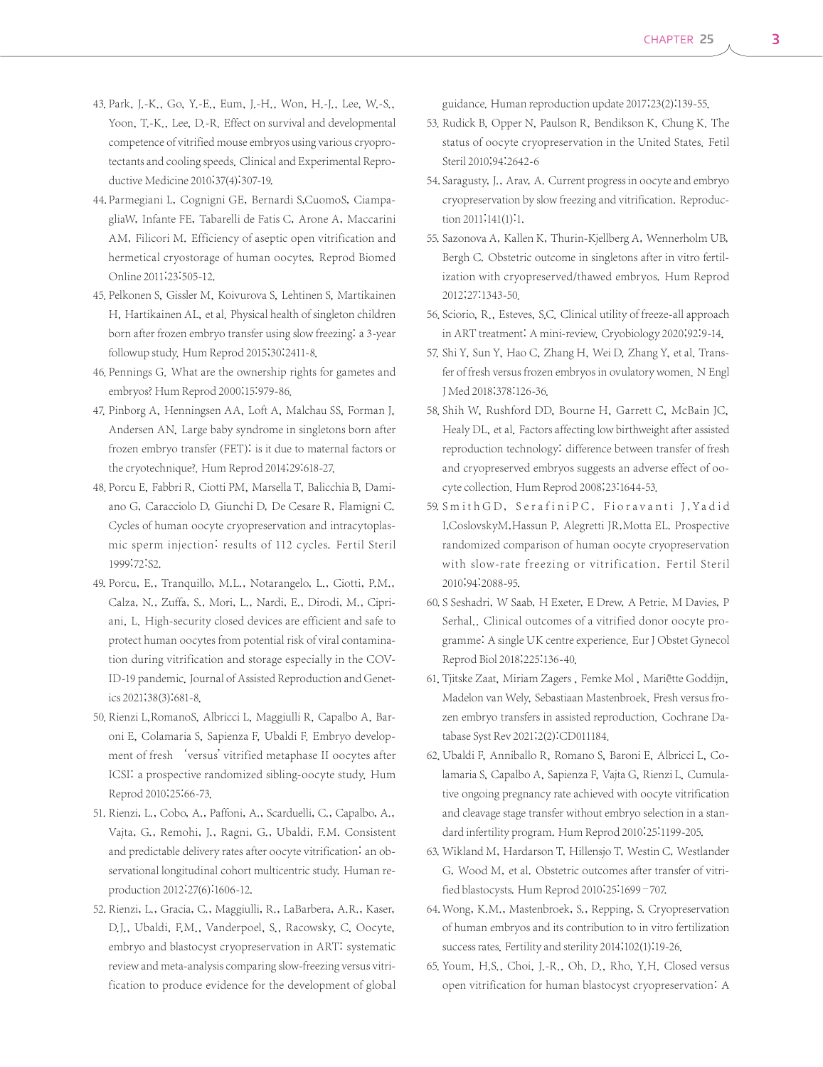43. Park, J.-K., Go, Y.-E., Eum, J.-H., Won, H.-J., Lee, W.-S., Yoon, T.-K., Lee, D.-R. Effect on survival and developmental competence of vitrified mouse embryos using various cryoprotectants and cooling speeds. Clinical and Experimental Reproductive Medicine 2010;37(4):307-19.
44. Parmegiani L, Cognigni GE, Bernardi S,CuomoS, CiampagliaW, Infante FE, Tabarelli de Fatis C, Arone A, Maccarini AM, Filicori M. Efficiency of aseptic open vitrification and hermetical cryostorage of human oocytes. Reprod Biomed Online 2011;23:505-12.
45. Pelkonen S, Gissler M, Koivurova S, Lehtinen S, Martikainen H, Hartikainen AL, et al. Physical health of singleton children born after frozen embryo transfer using slow freezing: a 3-year followup study. Hum Reprod 2015;30:2411-8.
46. Pennings G. What are the ownership rights for gametes and embryos? Hum Reprod 2000;15:979-86.
47. Pinborg A, Henningsen AA, Loft A, Malchau SS, Forman J, Andersen AN. Large baby syndrome in singletons born after frozen embryo transfer (FET): is it due to maternal factors or the cryotechnique?. Hum Reprod 2014;29:618-27.
48. Porcu E, Fabbri R, Ciotti PM, Marsella T, Balicchia B, Damiano G, Caracciolo D, Giunchi D, De Cesare R, Flamigni C. Cycles of human oocyte cryopreservation and intracytoplasmic sperm injection: results of 112 cycles. Fertil Steril 1999;72:S2.
49. Porcu, E., Tranquillo, M.L., Notarangelo, L., Ciotti, P.M., Calza, N., Zuffa, S., Mori, L., Nardi, E., Dirodi, M., Cipriani, L. High-security closed devices are efficient and safe to protect human oocytes from potential risk of viral contamination during vitrification and storage especially in the COVID-19 pandemic. Journal of Assisted Reproduction and Genetics 2021;38(3):681-8.
50. Rienzi L,RomanoS, Albricci L, Maggiulli R, Capalbo A, Baroni E, Colamaria S, Sapienza F, Ubaldi F. Embryo development of fresh 'versus' vitrified metaphase II oocytes after ICSI: a prospective randomized sibling-oocyte study. Hum Reprod 2010;25:66-73.
51. Rienzi, L., Cobo, A., Paffoni, A., Scarduelli, C., Capalbo, A., Vajta, G., Remohi, J., Ragni, G., Ubaldi, F.M. Consistent and predictable delivery rates after oocyte vitrification: an observational longitudinal cohort multicentric study. Human reproduction 2012;27(6):1606-12.
52. Rienzi, L., Gracia, C., Maggiulli, R., LaBarbera, A.R., Kaser, D.J., Ubaldi, F.M., Vanderpoel, S., Racowsky, C. Oocyte, embryo and blastocyst cryopreservation in ART: systematic review and meta-analysis comparing slow-freezing versus vitrification to produce evidence for the development of global guidance. Human reproduction update 2017;23(2):139-55.
53. Rudick B, Opper N, Paulson R, Bendikson K, Chung K. The status of oocyte cryopreservation in the United States. Fetil Steril 2010;94:2642-6
54. Saragusty, J., Arav, A. Current progress in oocyte and embryo cryopreservation by slow freezing and vitrification. Reproduction 2011;141(1):1.
55. Sazonova A, Kallen K, Thurin-Kjellberg A, Wennerholm UB, Bergh C. Obstetric outcome in singletons after in vitro fertilization with cryopreserved/thawed embryos. Hum Reprod 2012;27:1343-50.
56. Sciorio, R., Esteves, S.C. Clinical utility of freeze-all approach in ART treatment: A mini-review. Cryobiology 2020;92:9-14.
57. Shi Y, Sun Y, Hao C, Zhang H, Wei D, Zhang Y, et al. Transfer of fresh versus frozen embryos in ovulatory women. N Engl J Med 2018;378:126-36.
58. Shih W, Rushford DD, Bourne H, Garrett C, McBain JC, Healy DL, et al. Factors affecting low birthweight after assisted reproduction technology: difference between transfer of fresh and cryopreserved embryos suggests an adverse effect of oocyte collection. Hum Reprod 2008;23:1644-53.
59. SmithGD, SerafiniPC, Fioravanti J,Yadid I,CoslovskyM,Hassun P, Alegretti JR,Motta EL. Prospective randomized comparison of human oocyte cryopreservation with slow-rate freezing or vitrification. Fertil Steril 2010;94:2088-95.
60. S Seshadri, W Saab, H Exeter, E Drew, A Petrie, M Davies, P Serhal,. Clinical outcomes of a vitrified donor oocyte programme: A single UK centre experience. Eur J Obstet Gynecol Reprod Biol 2018;225:136-40.
61. Tjitske Zaat, Miriam Zagers , Femke Mol , Mariëtte Goddijn, Madelon van Wely, Sebastiaan Mastenbroek. Fresh versus frozen embryo transfers in assisted reproduction. Cochrane Database Syst Rev 2021;2(2):CD011184.
62. Ubaldi F, Anniballo R, Romano S, Baroni E, Albricci L, Colamaria S, Capalbo A, Sapienza F, Vajta G, Rienzi L. Cumulative ongoing pregnancy rate achieved with oocyte vitrification and cleavage stage transfer without embryo selection in a standard infertility program. Hum Reprod 2010;25:1199-205.
63. Wikland M, Hardarson T, Hillensjo T, Westin C, Westlander G, Wood M, et al. Obstetric outcomes after transfer of vitrified blastocysts. Hum Reprod 2010;25:1699–707.
64. Wong, K.M., Mastenbroek, S., Repping, S. Cryopreservation of human embryos and its contribution to in vitro fertilization success rates. Fertility and sterility 2014;102(1):19-26.
65. Youm, H.S., Choi, J.-R., Oh, D., Rho, Y.H. Closed versus open vitrification for human blastocyst cryopreservation: A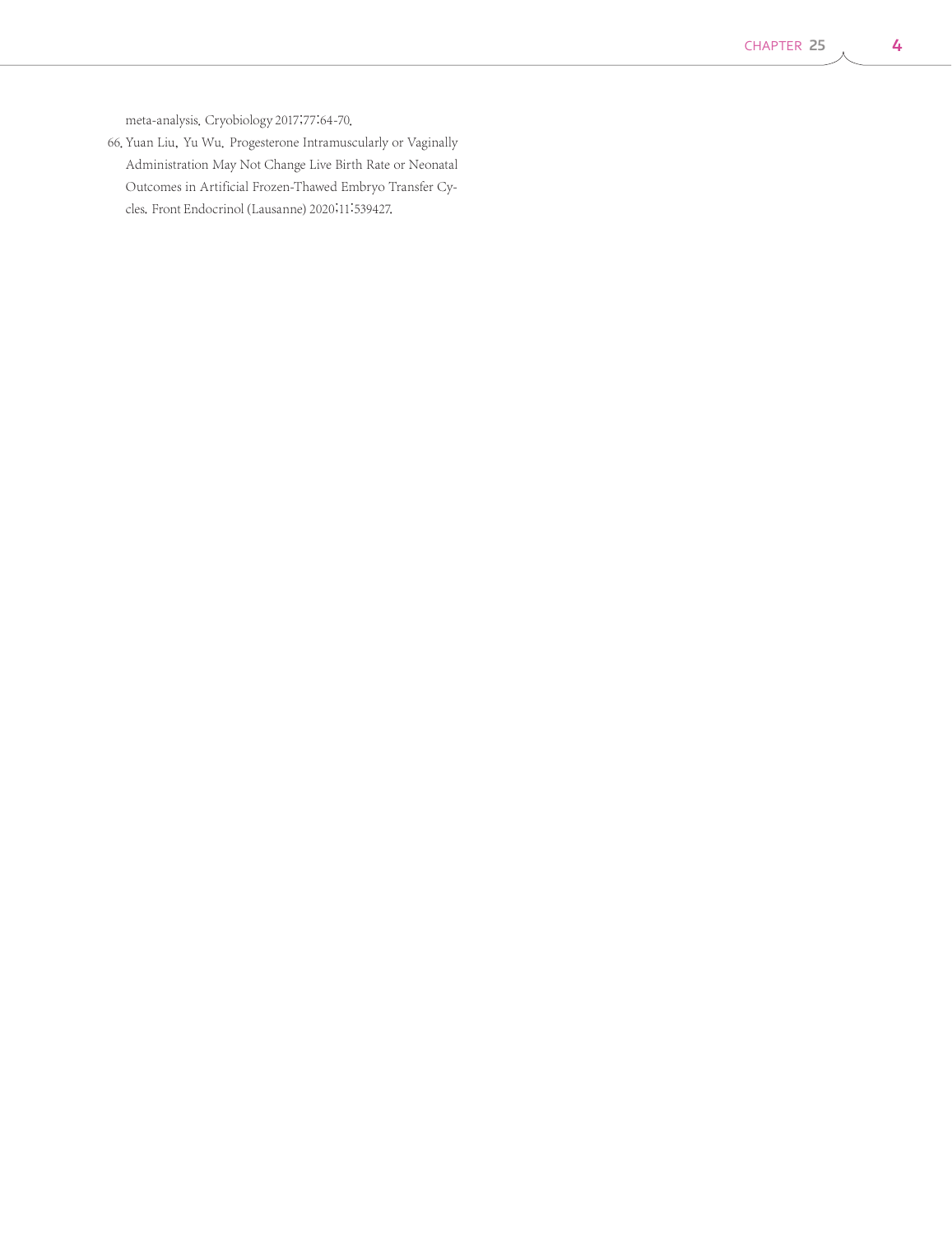meta-analysis. Cryobiology 2017;77:64-70.

66. Yuan Liu, Yu Wu. Progesterone Intramuscularly or Vaginally Administration May Not Change Live Birth Rate or Neonatal Outcomes in Artificial Frozen-Thawed Embryo Transfer Cycles. Front Endocrinol (Lausanne) 2020;11:539427.